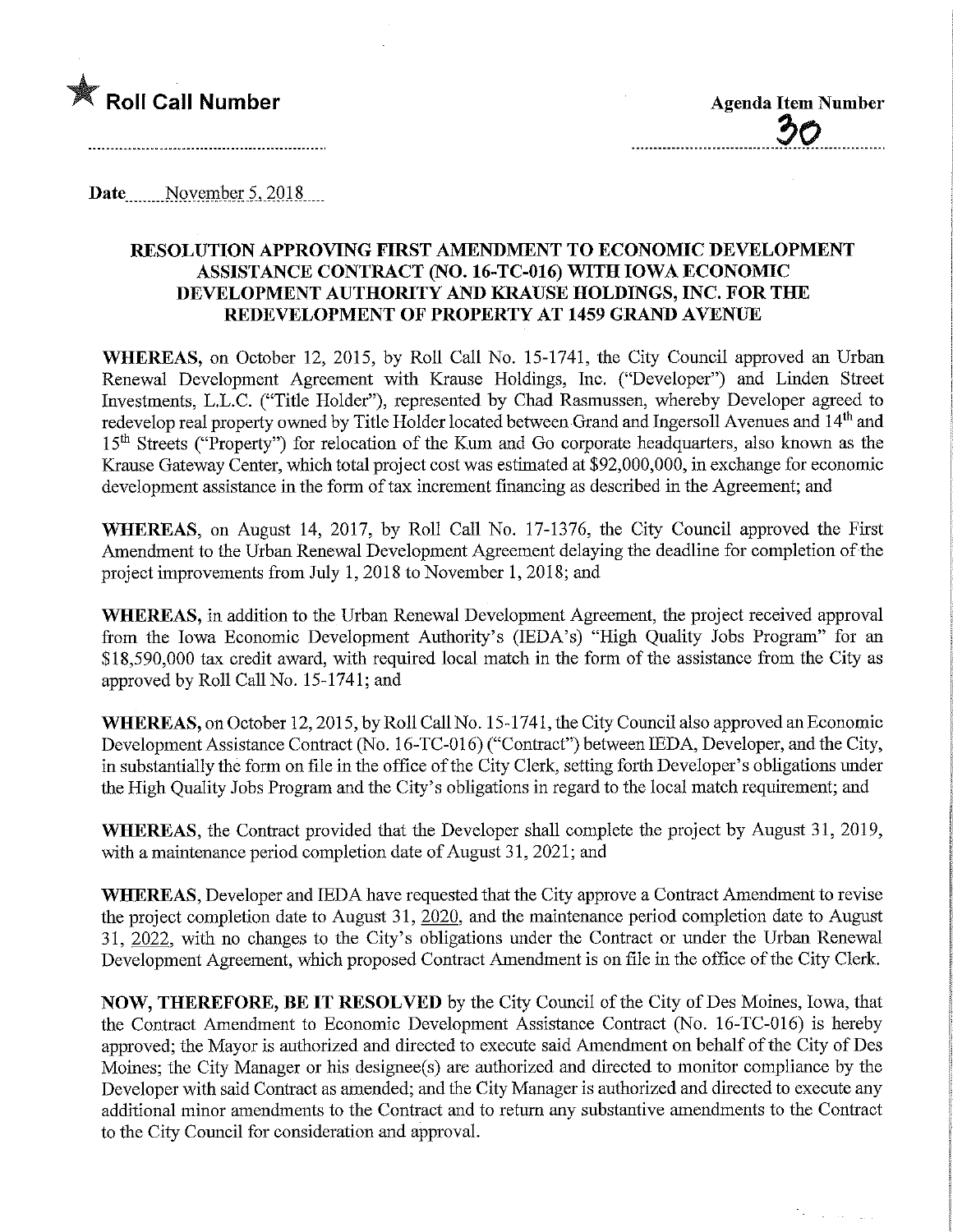★ **Roll Call Number**

**Agenda Item Number**

30

**Date** November 5, 2018

## RESOLUTION APPROVING FIRST AMENDMENT TO ECONOMIC DEVELOPMENT ASSISTANCE CONTRACT (NO. 16-TC-016) WITH IOWA ECONOMIC DEVELOPMENT AUTHORITY AND KRAUSE HOLDINGS, INC. FOR THE REDEVELOPMENT OF PROPERTY AT 1459 GRAND AVENUE

**WHEREAS,** on October 12, 2015, by Roll Call No. 15-1741, the City Council approved an Urban Renewal Development Agreement with Krause Holdings, Inc. ("Developer") and Linden Street Investments, L.L.C. ("Title Holder"), represented by Chad Rasmussen, whereby Developer agreed to redevelop real property owned by Title Holder located between Grand and Ingersoll Avenues and 14th and 15th Streets ("Property") for relocation of the Kum and Go corporate headquarters, also known as the Krause Gateway Center, which total project cost was estimated at $92,000,000, in exchange for economic development assistance in the form of tax increment financing as described in the Agreement; and

**WHEREAS,** on August 14, 2017, by Roll Call No. 17-1376, the City Council approved the First Amendment to the Urban Renewal Development Agreement delaying the deadline for completion of the project improvements from July 1, 2018 to November 1, 2018; and

**WHEREAS,** in addition to the Urban Renewal Development Agreement, the project received approval from the Iowa Economic Development Authority's (IEDA's) "High Quality Jobs Program" for an $18,590,000 tax credit award, with required local match in the form of the assistance from the City as approved by Roll Call No. 15-1741; and

**WHEREAS,** on October 12, 2015, by Roll Call No. 15-1741, the City Council also approved an Economic Development Assistance Contract (No. 16-TC-016) ("Contract") between IEDA, Developer, and the City, in substantially the form on file in the office of the City Clerk, setting forth Developer's obligations under the High Quality Jobs Program and the City's obligations in regard to the local match requirement; and

**WHEREAS,** the Contract provided that the Developer shall complete the project by August 31, 2019, with a maintenance period completion date of August 31, 2021; and

**WHEREAS,** Developer and IEDA have requested that the City approve a Contract Amendment to revise the project completion date to August 31, 2020, and the maintenance period completion date to August 31, 2022, with no changes to the City's obligations under the Contract or under the Urban Renewal Development Agreement, which proposed Contract Amendment is on file in the office of the City Clerk.

**NOW, THEREFORE, BE IT RESOLVED** by the City Council of the City of Des Moines, Iowa, that the Contract Amendment to Economic Development Assistance Contract (No. 16-TC-016) is hereby approved; the Mayor is authorized and directed to execute said Amendment on behalf of the City of Des Moines; the City Manager or his designee(s) are authorized and directed to monitor compliance by the Developer with said Contract as amended; and the City Manager is authorized and directed to execute any additional minor amendments to the Contract and to return any substantive amendments to the Contract to the City Council for consideration and approval.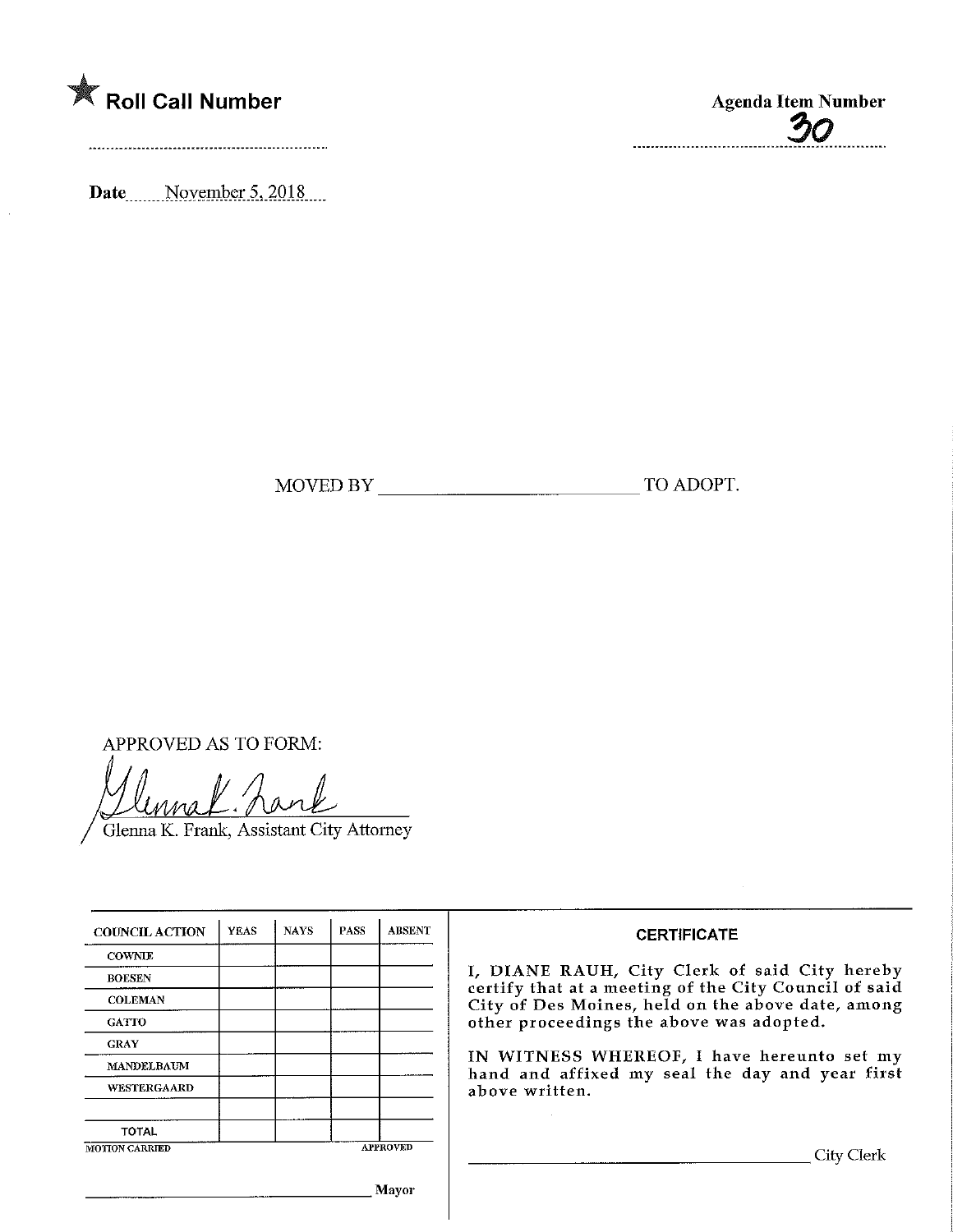★ Roll Call Number

Agenda Item Number

30

Date November 5, 2018

MOVED BY ______________________ TO ADOPT.

APPROVED AS TO FORM:

Glenna K. Frank

Glenna K. Frank, Assistant City Attorney

| COUNCIL ACTION | YEAS | NAYS | PASS | ABSENT |
|---|---|---|---|---|
| COWNIE | | | | |
| BOESEN | | | | |
| COLEMAN | | | | |
| GATTO | | | | |
| GRAY | | | | |
| MANDELBAUM | | | | |
| WESTERGAARD | | | | |
| | | | | |
| TOTAL | | | | |

MOTION CARRIED APPROVED

______________________ Mayor

**CERTIFICATE**

I, DIANE RAUH, City Clerk of said City hereby certify that at a meeting of the City Council of said City of Des Moines, held on the above date, among other proceedings the above was adopted.

IN WITNESS WHEREOF, I have hereunto set my hand and affixed my seal the day and year first above written.

______________________ City Clerk